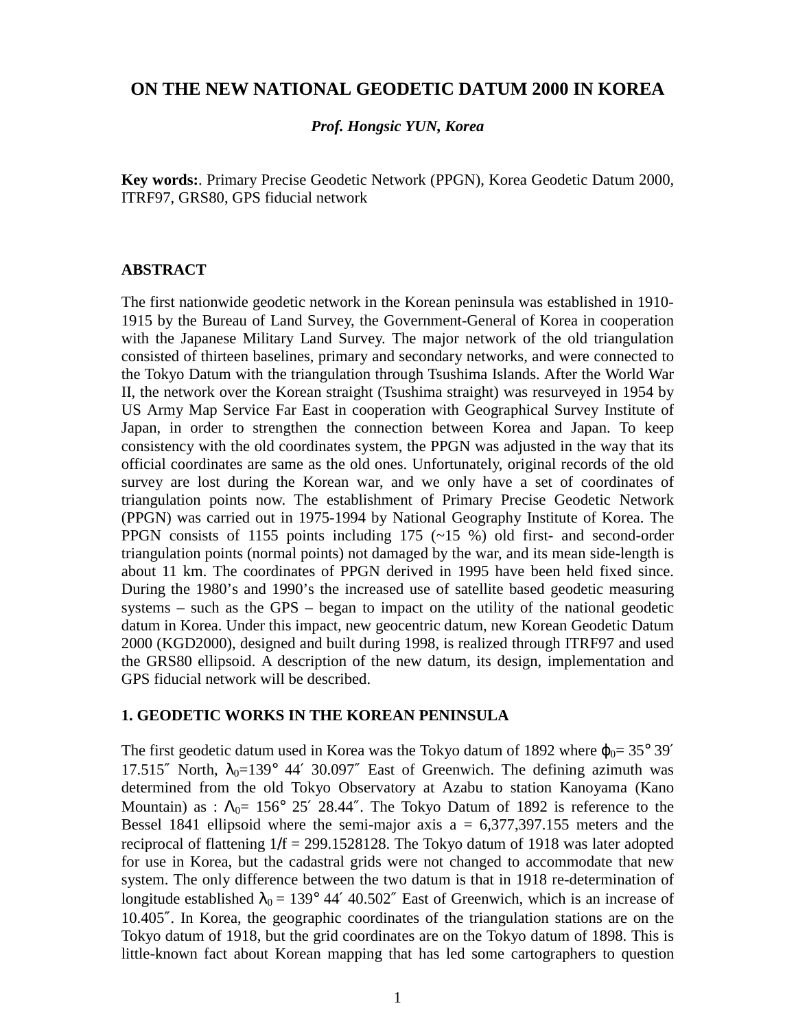# ON THE NEW NATIONAL GEODETIC DATUM 2000 IN KOREA

***Prof. Hongsic YUN, Korea***

**Key words:**. Primary Precise Geodetic Network (PPGN), Korea Geodetic Datum 2000, ITRF97, GRS80, GPS fiducial network

## ABSTRACT

The first nationwide geodetic network in the Korean peninsula was established in 1910-1915 by the Bureau of Land Survey, the Government-General of Korea in cooperation with the Japanese Military Land Survey. The major network of the old triangulation consisted of thirteen baselines, primary and secondary networks, and were connected to the Tokyo Datum with the triangulation through Tsushima Islands. After the World War II, the network over the Korean straight (Tsushima straight) was resurveyed in 1954 by US Army Map Service Far East in cooperation with Geographical Survey Institute of Japan, in order to strengthen the connection between Korea and Japan. To keep consistency with the old coordinates system, the PPGN was adjusted in the way that its official coordinates are same as the old ones. Unfortunately, original records of the old survey are lost during the Korean war, and we only have a set of coordinates of triangulation points now. The establishment of Primary Precise Geodetic Network (PPGN) was carried out in 1975-1994 by National Geography Institute of Korea. The PPGN consists of 1155 points including 175 (~15 %) old first- and second-order triangulation points (normal points) not damaged by the war, and its mean side-length is about 11 km. The coordinates of PPGN derived in 1995 have been held fixed since. During the 1980's and 1990's the increased use of satellite based geodetic measuring systems – such as the GPS – began to impact on the utility of the national geodetic datum in Korea. Under this impact, new geocentric datum, new Korean Geodetic Datum 2000 (KGD2000), designed and built during 1998, is realized through ITRF97 and used the GRS80 ellipsoid. A description of the new datum, its design, implementation and GPS fiducial network will be described.

## 1. GEODETIC WORKS IN THE KOREAN PENINSULA

The first geodetic datum used in Korea was the Tokyo datum of 1892 where $\varphi_0 = 35°\ 39'\ 17.515''$ North, $\lambda_0 = 139°\ 44'\ 30.097''$ East of Greenwich. The defining azimuth was determined from the old Tokyo Observatory at Azabu to station Kanoyama (Kano Mountain) as : $\Lambda_0 = 156°\ 25'\ 28.44''$. The Tokyo Datum of 1892 is reference to the Bessel 1841 ellipsoid where the semi-major axis a = 6,377,397.155 meters and the reciprocal of flattening 1/f = 299.1528128. The Tokyo datum of 1918 was later adopted for use in Korea, but the cadastral grids were not changed to accommodate that new system. The only difference between the two datum is that in 1918 re-determination of longitude established $\lambda_0 = 139°\ 44'\ 40.502''$ East of Greenwich, which is an increase of 10.405″. In Korea, the geographic coordinates of the triangulation stations are on the Tokyo datum of 1918, but the grid coordinates are on the Tokyo datum of 1898. This is little-known fact about Korean mapping that has led some cartographers to question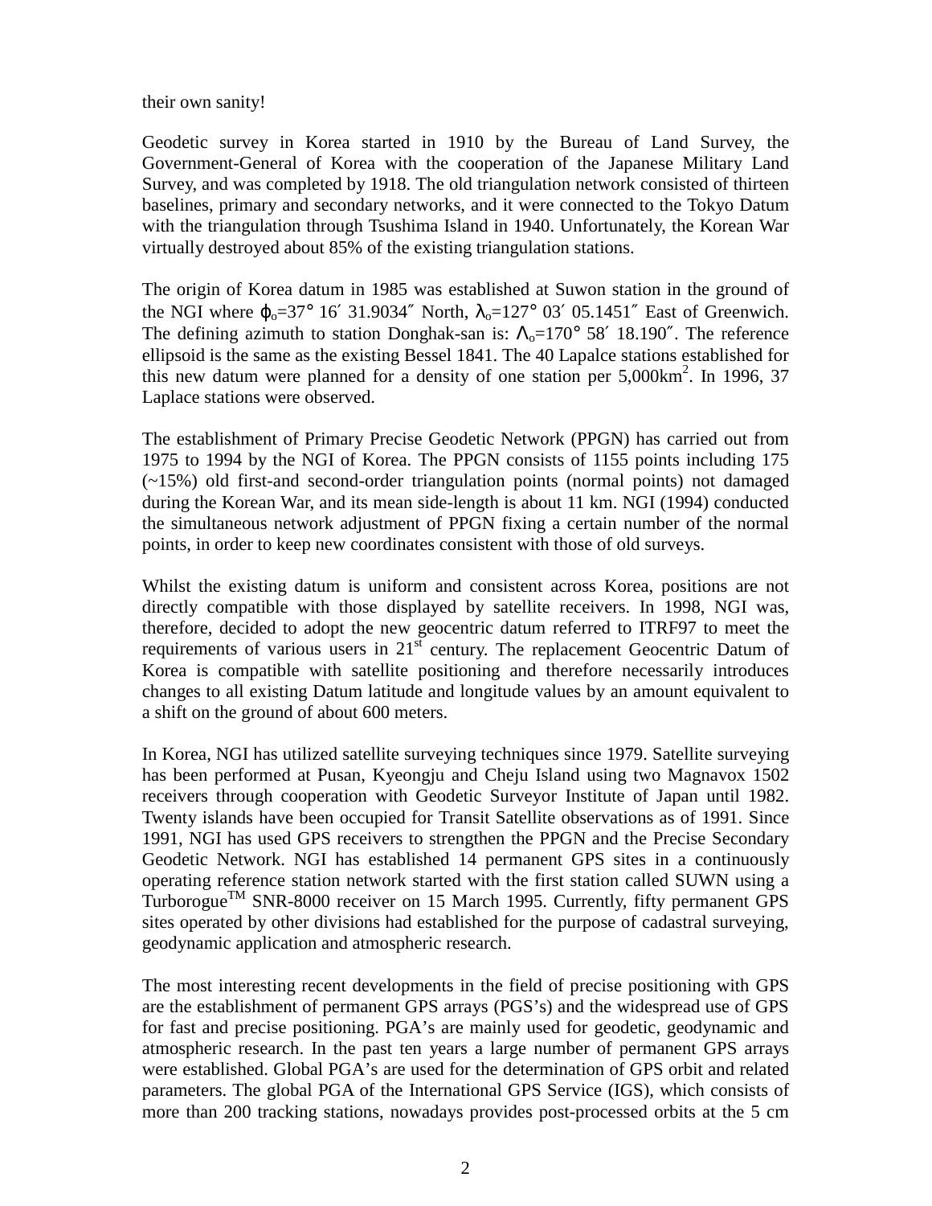their own sanity!

Geodetic survey in Korea started in 1910 by the Bureau of Land Survey, the Government-General of Korea with the cooperation of the Japanese Military Land Survey, and was completed by 1918. The old triangulation network consisted of thirteen baselines, primary and secondary networks, and it were connected to the Tokyo Datum with the triangulation through Tsushima Island in 1940. Unfortunately, the Korean War virtually destroyed about 85% of the existing triangulation stations.

The origin of Korea datum in 1985 was established at Suwon station in the ground of the NGI where $\varphi_o$=37° 16′ 31.9034″ North, $\lambda_o$=127° 03′ 05.1451″ East of Greenwich. The defining azimuth to station Donghak-san is: $\Lambda_o$=170° 58′ 18.190″. The reference ellipsoid is the same as the existing Bessel 1841. The 40 Lapalce stations established for this new datum were planned for a density of one station per 5,000km$^2$. In 1996, 37 Laplace stations were observed.

The establishment of Primary Precise Geodetic Network (PPGN) has carried out from 1975 to 1994 by the NGI of Korea. The PPGN consists of 1155 points including 175 (~15%) old first-and second-order triangulation points (normal points) not damaged during the Korean War, and its mean side-length is about 11 km. NGI (1994) conducted the simultaneous network adjustment of PPGN fixing a certain number of the normal points, in order to keep new coordinates consistent with those of old surveys.

Whilst the existing datum is uniform and consistent across Korea, positions are not directly compatible with those displayed by satellite receivers. In 1998, NGI was, therefore, decided to adopt the new geocentric datum referred to ITRF97 to meet the requirements of various users in 21st century. The replacement Geocentric Datum of Korea is compatible with satellite positioning and therefore necessarily introduces changes to all existing Datum latitude and longitude values by an amount equivalent to a shift on the ground of about 600 meters.

In Korea, NGI has utilized satellite surveying techniques since 1979. Satellite surveying has been performed at Pusan, Kyeongju and Cheju Island using two Magnavox 1502 receivers through cooperation with Geodetic Surveyor Institute of Japan until 1982. Twenty islands have been occupied for Transit Satellite observations as of 1991. Since 1991, NGI has used GPS receivers to strengthen the PPGN and the Precise Secondary Geodetic Network. NGI has established 14 permanent GPS sites in a continuously operating reference station network started with the first station called SUWN using a Turborogue™ SNR-8000 receiver on 15 March 1995. Currently, fifty permanent GPS sites operated by other divisions had established for the purpose of cadastral surveying, geodynamic application and atmospheric research.

The most interesting recent developments in the field of precise positioning with GPS are the establishment of permanent GPS arrays (PGS's) and the widespread use of GPS for fast and precise positioning. PGA's are mainly used for geodetic, geodynamic and atmospheric research. In the past ten years a large number of permanent GPS arrays were established. Global PGA's are used for the determination of GPS orbit and related parameters. The global PGA of the International GPS Service (IGS), which consists of more than 200 tracking stations, nowadays provides post-processed orbits at the 5 cm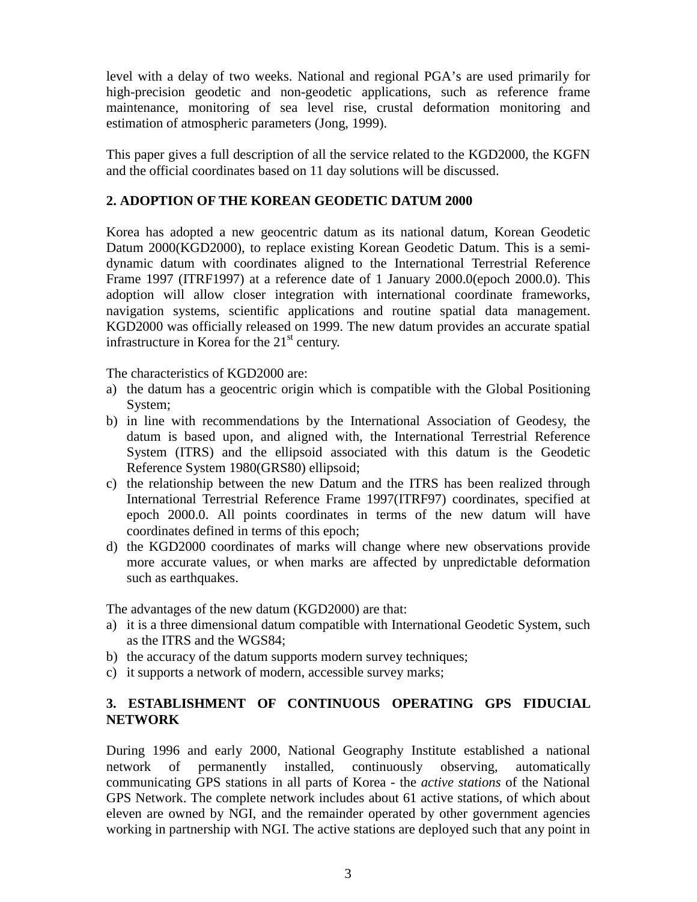level with a delay of two weeks. National and regional PGA's are used primarily for high-precision geodetic and non-geodetic applications, such as reference frame maintenance, monitoring of sea level rise, crustal deformation monitoring and estimation of atmospheric parameters (Jong, 1999).

This paper gives a full description of all the service related to the KGD2000, the KGFN and the official coordinates based on 11 day solutions will be discussed.

## 2. ADOPTION OF THE KOREAN GEODETIC DATUM 2000

Korea has adopted a new geocentric datum as its national datum, Korean Geodetic Datum 2000(KGD2000), to replace existing Korean Geodetic Datum. This is a semi-dynamic datum with coordinates aligned to the International Terrestrial Reference Frame 1997 (ITRF1997) at a reference date of 1 January 2000.0(epoch 2000.0). This adoption will allow closer integration with international coordinate frameworks, navigation systems, scientific applications and routine spatial data management. KGD2000 was officially released on 1999. The new datum provides an accurate spatial infrastructure in Korea for the 21st century.

The characteristics of KGD2000 are:

a) the datum has a geocentric origin which is compatible with the Global Positioning System;
b) in line with recommendations by the International Association of Geodesy, the datum is based upon, and aligned with, the International Terrestrial Reference System (ITRS) and the ellipsoid associated with this datum is the Geodetic Reference System 1980(GRS80) ellipsoid;
c) the relationship between the new Datum and the ITRS has been realized through International Terrestrial Reference Frame 1997(ITRF97) coordinates, specified at epoch 2000.0. All points coordinates in terms of the new datum will have coordinates defined in terms of this epoch;
d) the KGD2000 coordinates of marks will change where new observations provide more accurate values, or when marks are affected by unpredictable deformation such as earthquakes.

The advantages of the new datum (KGD2000) are that:

a) it is a three dimensional datum compatible with International Geodetic System, such as the ITRS and the WGS84;
b) the accuracy of the datum supports modern survey techniques;
c) it supports a network of modern, accessible survey marks;

## 3. ESTABLISHMENT OF CONTINUOUS OPERATING GPS FIDUCIAL NETWORK

During 1996 and early 2000, National Geography Institute established a national network of permanently installed, continuously observing, automatically communicating GPS stations in all parts of Korea - the *active stations* of the National GPS Network. The complete network includes about 61 active stations, of which about eleven are owned by NGI, and the remainder operated by other government agencies working in partnership with NGI. The active stations are deployed such that any point in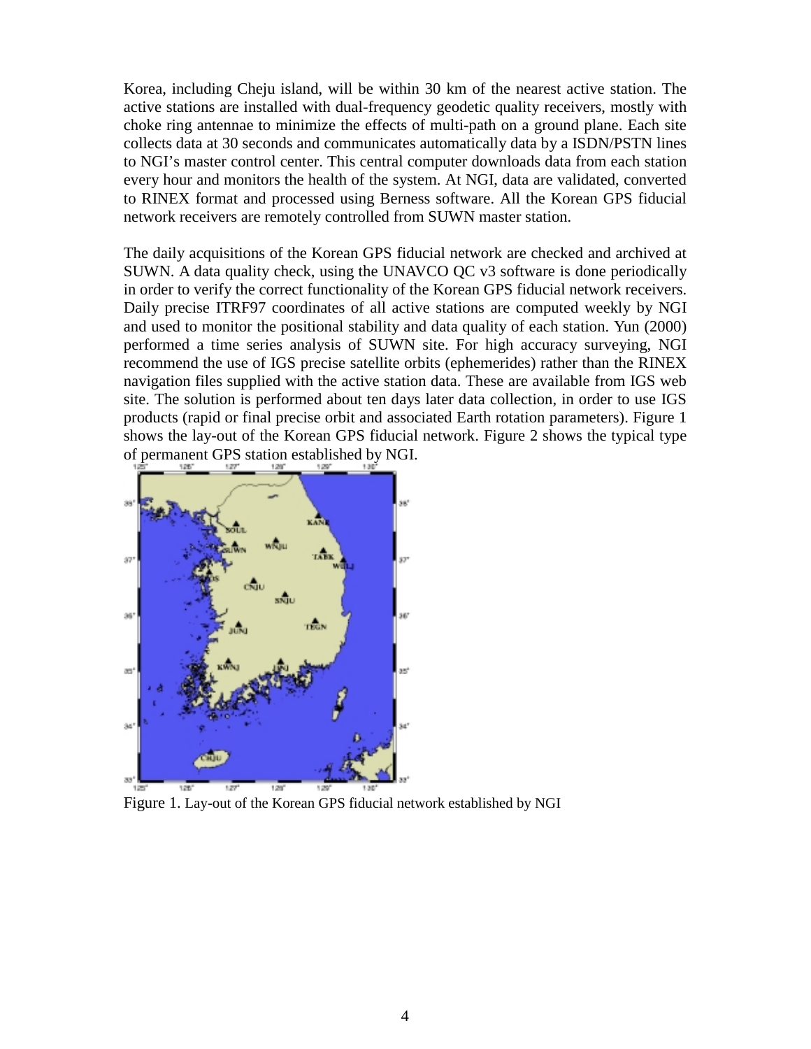Korea, including Cheju island, will be within 30 km of the nearest active station. The active stations are installed with dual-frequency geodetic quality receivers, mostly with choke ring antennae to minimize the effects of multi-path on a ground plane. Each site collects data at 30 seconds and communicates automatically data by a ISDN/PSTN lines to NGI's master control center. This central computer downloads data from each station every hour and monitors the health of the system. At NGI, data are validated, converted to RINEX format and processed using Berness software. All the Korean GPS fiducial network receivers are remotely controlled from SUWN master station.

The daily acquisitions of the Korean GPS fiducial network are checked and archived at SUWN. A data quality check, using the UNAVCO QC v3 software is done periodically in order to verify the correct functionality of the Korean GPS fiducial network receivers. Daily precise ITRF97 coordinates of all active stations are computed weekly by NGI and used to monitor the positional stability and data quality of each station. Yun (2000) performed a time series analysis of SUWN site. For high accuracy surveying, NGI recommend the use of IGS precise satellite orbits (ephemerides) rather than the RINEX navigation files supplied with the active station data. These are available from IGS web site. The solution is performed about ten days later data collection, in order to use IGS products (rapid or final precise orbit and associated Earth rotation parameters). Figure 1 shows the lay-out of the Korean GPS fiducial network. Figure 2 shows the typical type of permanent GPS station established by NGI.

Figure 1. Lay-out of the Korean GPS fiducial network established by NGI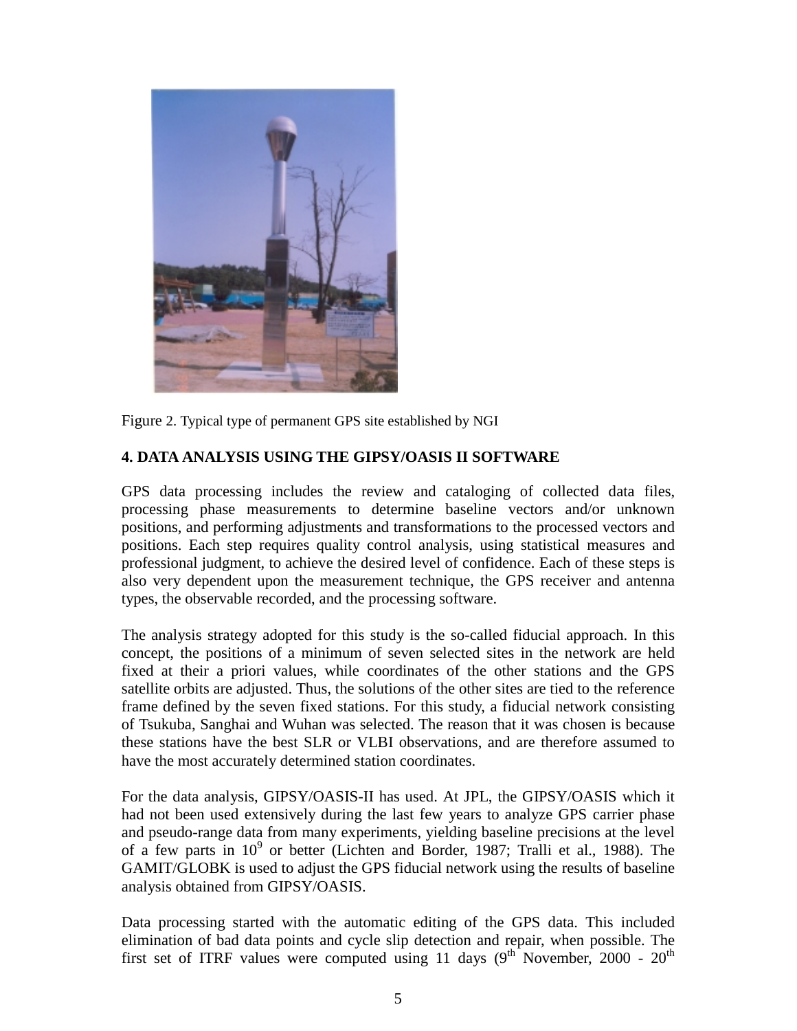Figure 2. Typical type of permanent GPS site established by NGI

## 4. DATA ANALYSIS USING THE GIPSY/OASIS II SOFTWARE

GPS data processing includes the review and cataloging of collected data files, processing phase measurements to determine baseline vectors and/or unknown positions, and performing adjustments and transformations to the processed vectors and positions. Each step requires quality control analysis, using statistical measures and professional judgment, to achieve the desired level of confidence. Each of these steps is also very dependent upon the measurement technique, the GPS receiver and antenna types, the observable recorded, and the processing software.

The analysis strategy adopted for this study is the so-called fiducial approach. In this concept, the positions of a minimum of seven selected sites in the network are held fixed at their a priori values, while coordinates of the other stations and the GPS satellite orbits are adjusted. Thus, the solutions of the other sites are tied to the reference frame defined by the seven fixed stations. For this study, a fiducial network consisting of Tsukuba, Sanghai and Wuhan was selected. The reason that it was chosen is because these stations have the best SLR or VLBI observations, and are therefore assumed to have the most accurately determined station coordinates.

For the data analysis, GIPSY/OASIS-II has used. At JPL, the GIPSY/OASIS which it had not been used extensively during the last few years to analyze GPS carrier phase and pseudo-range data from many experiments, yielding baseline precisions at the level of a few parts in $10^9$ or better (Lichten and Border, 1987; Tralli et al., 1988). The GAMIT/GLOBK is used to adjust the GPS fiducial network using the results of baseline analysis obtained from GIPSY/OASIS.

Data processing started with the automatic editing of the GPS data. This included elimination of bad data points and cycle slip detection and repair, when possible. The first set of ITRF values were computed using 11 days (9th November, 2000 - 20th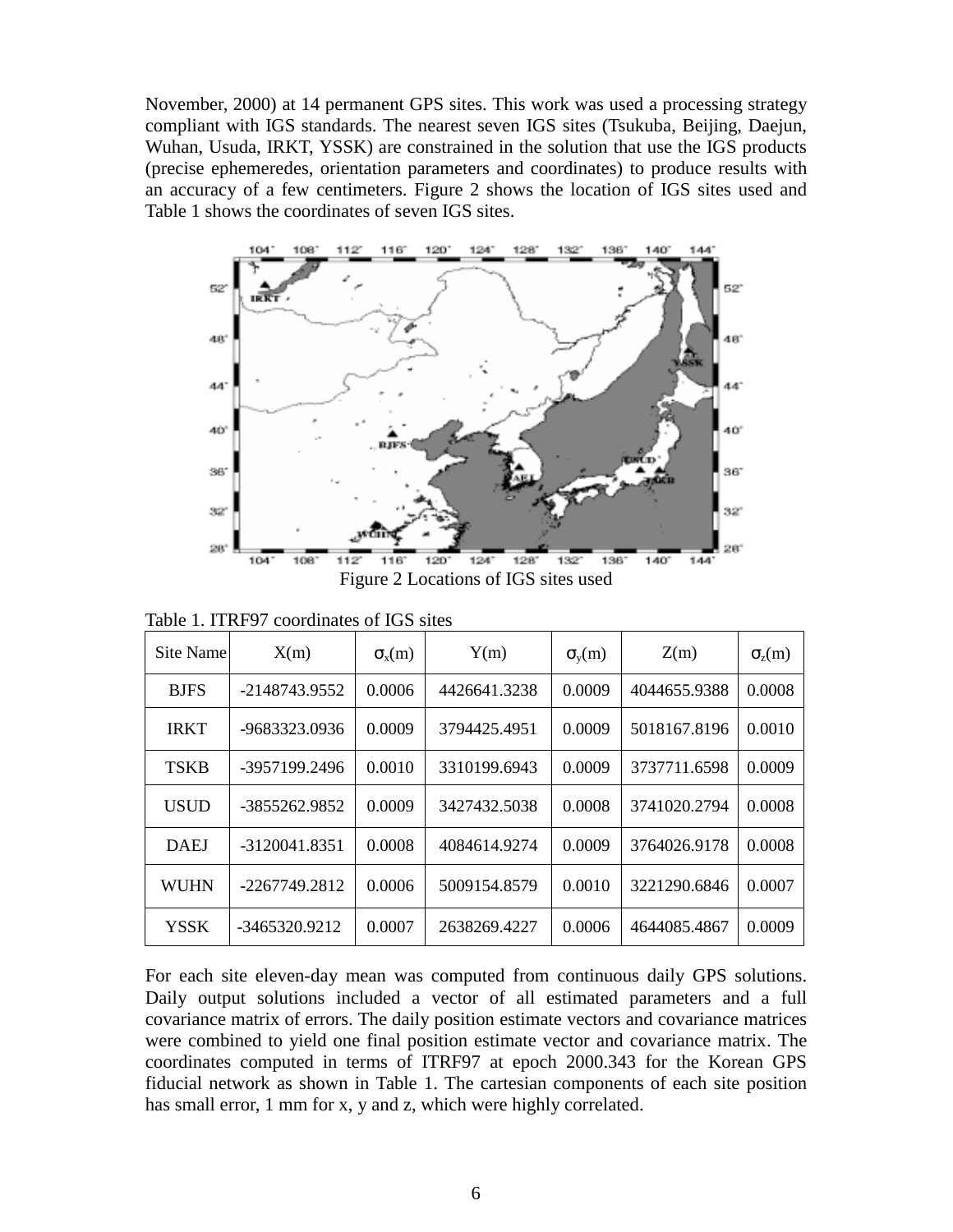November, 2000) at 14 permanent GPS sites. This work was used a processing strategy compliant with IGS standards. The nearest seven IGS sites (Tsukuba, Beijing, Daejun, Wuhan, Usuda, IRKT, YSSK) are constrained in the solution that use the IGS products (precise ephemeredes, orientation parameters and coordinates) to produce results with an accuracy of a few centimeters. Figure 2 shows the location of IGS sites used and Table 1 shows the coordinates of seven IGS sites.

Figure 2 Locations of IGS sites used

Table 1. ITRF97 coordinates of IGS sites

| Site Name | X(m) | $\sigma_x$(m) | Y(m) | $\sigma_y$(m) | Z(m) | $\sigma_z$(m) |
|---|---|---|---|---|---|---|
| BJFS | -2148743.9552 | 0.0006 | 4426641.3238 | 0.0009 | 4044655.9388 | 0.0008 |
| IRKT | -9683323.0936 | 0.0009 | 3794425.4951 | 0.0009 | 5018167.8196 | 0.0010 |
| TSKB | -3957199.2496 | 0.0010 | 3310199.6943 | 0.0009 | 3737711.6598 | 0.0009 |
| USUD | -3855262.9852 | 0.0009 | 3427432.5038 | 0.0008 | 3741020.2794 | 0.0008 |
| DAEJ | -3120041.8351 | 0.0008 | 4084614.9274 | 0.0009 | 3764026.9178 | 0.0008 |
| WUHN | -2267749.2812 | 0.0006 | 5009154.8579 | 0.0010 | 3221290.6846 | 0.0007 |
| YSSK | -3465320.9212 | 0.0007 | 2638269.4227 | 0.0006 | 4644085.4867 | 0.0009 |

For each site eleven-day mean was computed from continuous daily GPS solutions. Daily output solutions included a vector of all estimated parameters and a full covariance matrix of errors. The daily position estimate vectors and covariance matrices were combined to yield one final position estimate vector and covariance matrix. The coordinates computed in terms of ITRF97 at epoch 2000.343 for the Korean GPS fiducial network as shown in Table 1. The cartesian components of each site position has small error, 1 mm for x, y and z, which were highly correlated.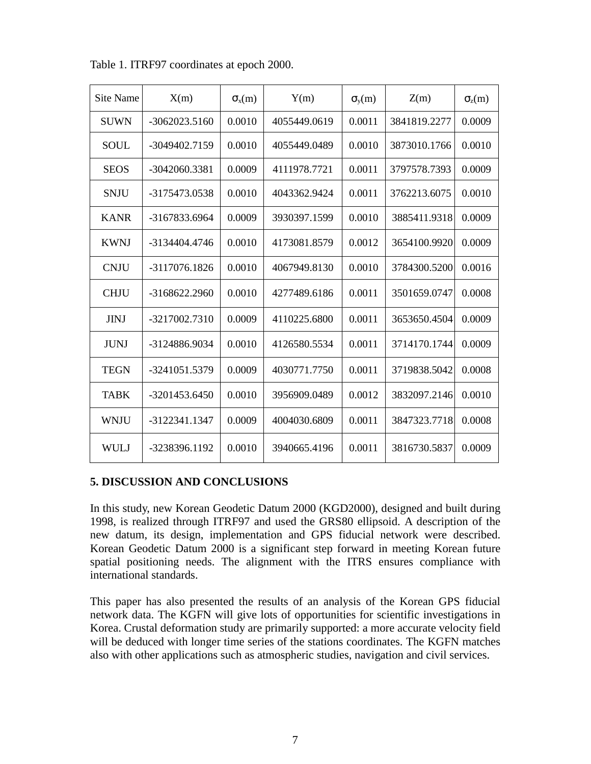Table 1. ITRF97 coordinates at epoch 2000.

| Site Name | X(m) | $\sigma_x$(m) | Y(m) | $\sigma_y$(m) | Z(m) | $\sigma_z$(m) |
|---|---|---|---|---|---|---|
| SUWN | -3062023.5160 | 0.0010 | 4055449.0619 | 0.0011 | 3841819.2277 | 0.0009 |
| SOUL | -3049402.7159 | 0.0010 | 4055449.0489 | 0.0010 | 3873010.1766 | 0.0010 |
| SEOS | -3042060.3381 | 0.0009 | 4111978.7721 | 0.0011 | 3797578.7393 | 0.0009 |
| SNJU | -3175473.0538 | 0.0010 | 4043362.9424 | 0.0011 | 3762213.6075 | 0.0010 |
| KANR | -3167833.6964 | 0.0009 | 3930397.1599 | 0.0010 | 3885411.9318 | 0.0009 |
| KWNJ | -3134404.4746 | 0.0010 | 4173081.8579 | 0.0012 | 3654100.9920 | 0.0009 |
| CNJU | -3117076.1826 | 0.0010 | 4067949.8130 | 0.0010 | 3784300.5200 | 0.0016 |
| CHJU | -3168622.2960 | 0.0010 | 4277489.6186 | 0.0011 | 3501659.0747 | 0.0008 |
| JINJ | -3217002.7310 | 0.0009 | 4110225.6800 | 0.0011 | 3653650.4504 | 0.0009 |
| JUNJ | -3124886.9034 | 0.0010 | 4126580.5534 | 0.0011 | 3714170.1744 | 0.0009 |
| TEGN | -3241051.5379 | 0.0009 | 4030771.7750 | 0.0011 | 3719838.5042 | 0.0008 |
| TABK | -3201453.6450 | 0.0010 | 3956909.0489 | 0.0012 | 3832097.2146 | 0.0010 |
| WNJU | -3122341.1347 | 0.0009 | 4004030.6809 | 0.0011 | 3847323.7718 | 0.0008 |
| WULJ | -3238396.1192 | 0.0010 | 3940665.4196 | 0.0011 | 3816730.5837 | 0.0009 |

## 5. DISCUSSION AND CONCLUSIONS

In this study, new Korean Geodetic Datum 2000 (KGD2000), designed and built during 1998, is realized through ITRF97 and used the GRS80 ellipsoid. A description of the new datum, its design, implementation and GPS fiducial network were described. Korean Geodetic Datum 2000 is a significant step forward in meeting Korean future spatial positioning needs. The alignment with the ITRS ensures compliance with international standards.

This paper has also presented the results of an analysis of the Korean GPS fiducial network data. The KGFN will give lots of opportunities for scientific investigations in Korea. Crustal deformation study are primarily supported: a more accurate velocity field will be deduced with longer time series of the stations coordinates. The KGFN matches also with other applications such as atmospheric studies, navigation and civil services.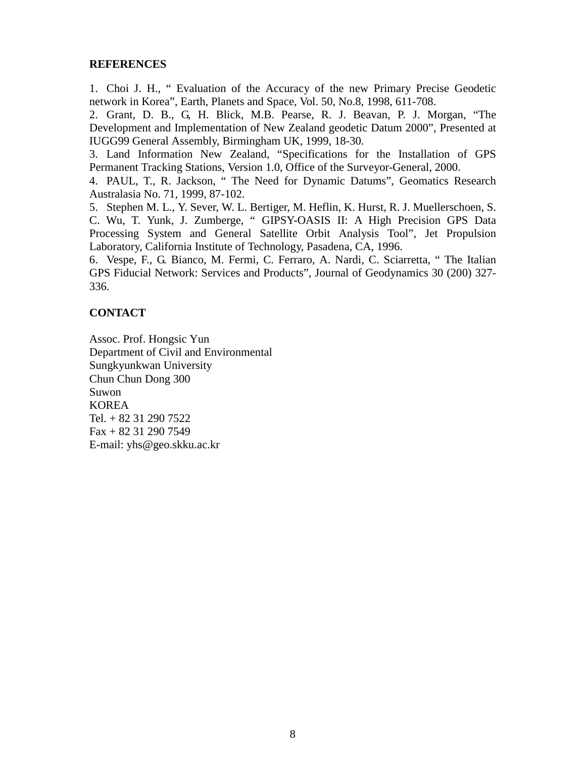**REFERENCES**

1. Choi J. H., " Evaluation of the Accuracy of the new Primary Precise Geodetic network in Korea", Earth, Planets and Space, Vol. 50, No.8, 1998, 611-708.
2. Grant, D. B., G, H. Blick, M.B. Pearse, R. J. Beavan, P. J. Morgan, "The Development and Implementation of New Zealand geodetic Datum 2000", Presented at IUGG99 General Assembly, Birmingham UK, 1999, 18-30.
3. Land Information New Zealand, "Specifications for the Installation of GPS Permanent Tracking Stations, Version 1.0, Office of the Surveyor-General, 2000.
4. PAUL, T., R. Jackson, " The Need for Dynamic Datums", Geomatics Research Australasia No. 71, 1999, 87-102.
5. Stephen M. L., Y. Sever, W. L. Bertiger, M. Heflin, K. Hurst, R. J. Muellerschoen, S. C. Wu, T. Yunk, J. Zumberge, " GIPSY-OASIS II: A High Precision GPS Data Processing System and General Satellite Orbit Analysis Tool", Jet Propulsion Laboratory, California Institute of Technology, Pasadena, CA, 1996.
6. Vespe, F., G. Bianco, M. Fermi, C. Ferraro, A. Nardi, C. Sciarretta, " The Italian GPS Fiducial Network: Services and Products", Journal of Geodynamics 30 (200) 327-336.

**CONTACT**

Assoc. Prof. Hongsic Yun
Department of Civil and Environmental
Sungkyunkwan University
Chun Chun Dong 300
Suwon
KOREA
Tel. + 82 31 290 7522
Fax + 82 31 290 7549
E-mail: yhs@geo.skku.ac.kr